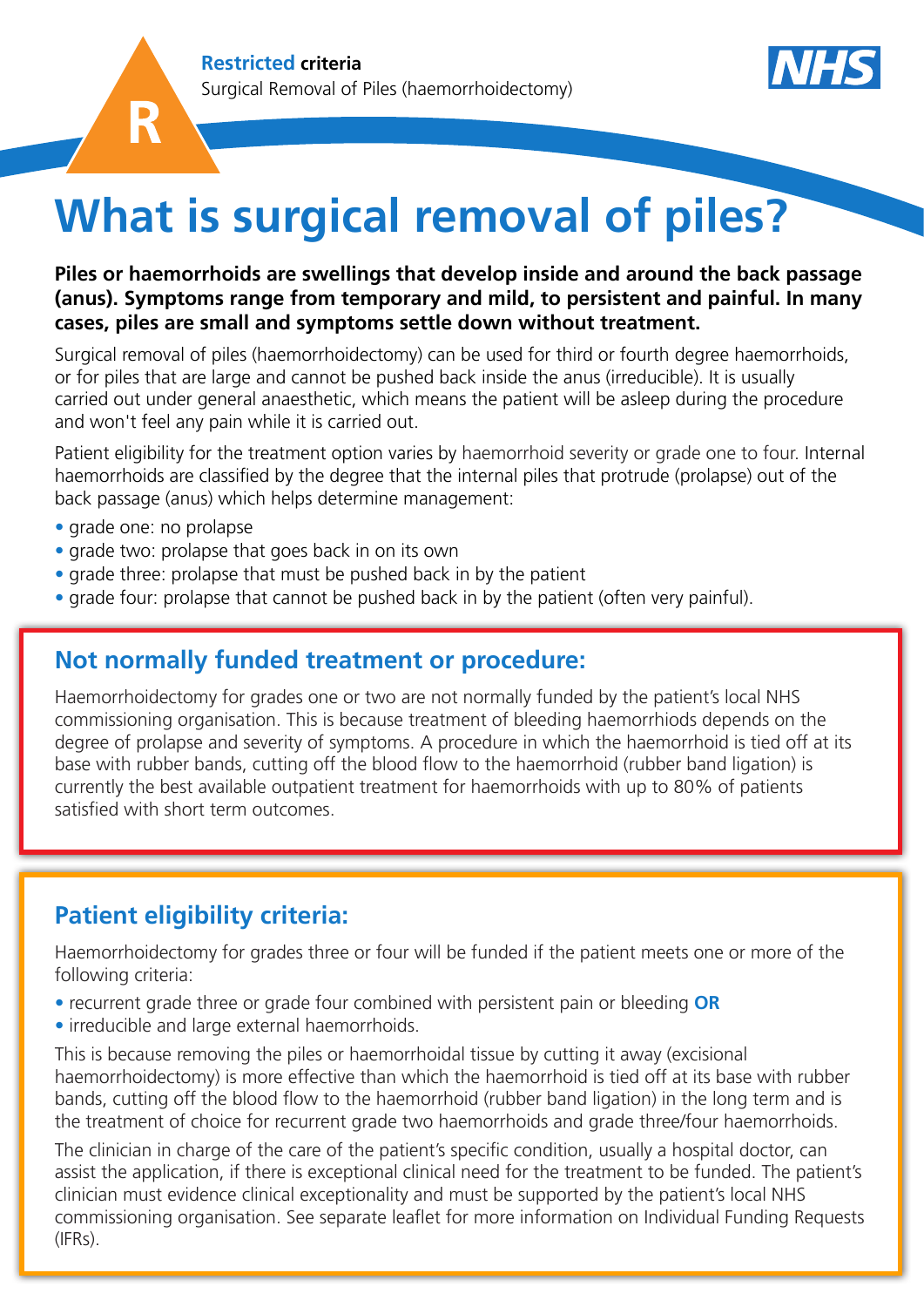**Restricted criteria**
Surgical Removal of Piles (haemorrhoidectomy)

# What is surgical removal of piles?

**Piles or haemorrhoids are swellings that develop inside and around the back passage (anus). Symptoms range from temporary and mild, to persistent and painful. In many cases, piles are small and symptoms settle down without treatment.**

Surgical removal of piles (haemorrhoidectomy) can be used for third or fourth degree haemorrhoids, or for piles that are large and cannot be pushed back inside the anus (irreducible). It is usually carried out under general anaesthetic, which means the patient will be asleep during the procedure and won't feel any pain while it is carried out.

Patient eligibility for the treatment option varies by haemorrhoid severity or grade one to four. Internal haemorrhoids are classified by the degree that the internal piles that protrude (prolapse) out of the back passage (anus) which helps determine management:

- grade one: no prolapse
- grade two: prolapse that goes back in on its own
- grade three: prolapse that must be pushed back in by the patient
- grade four: prolapse that cannot be pushed back in by the patient (often very painful).

## Not normally funded treatment or procedure:

Haemorrhoidectomy for grades one or two are not normally funded by the patient's local NHS commissioning organisation. This is because treatment of bleeding haemorrhiods depends on the degree of prolapse and severity of symptoms. A procedure in which the haemorrhoid is tied off at its base with rubber bands, cutting off the blood flow to the haemorrhoid (rubber band ligation) is currently the best available outpatient treatment for haemorrhoids with up to 80% of patients satisfied with short term outcomes.

## Patient eligibility criteria:

Haemorrhoidectomy for grades three or four will be funded if the patient meets one or more of the following criteria:

- recurrent grade three or grade four combined with persistent pain or bleeding **OR**
- irreducible and large external haemorrhoids.

This is because removing the piles or haemorrhoidal tissue by cutting it away (excisional haemorrhoidectomy) is more effective than which the haemorrhoid is tied off at its base with rubber bands, cutting off the blood flow to the haemorrhoid (rubber band ligation) in the long term and is the treatment of choice for recurrent grade two haemorrhoids and grade three/four haemorrhoids.

The clinician in charge of the care of the patient's specific condition, usually a hospital doctor, can assist the application, if there is exceptional clinical need for the treatment to be funded. The patient's clinician must evidence clinical exceptionality and must be supported by the patient's local NHS commissioning organisation. See separate leaflet for more information on Individual Funding Requests (IFRs).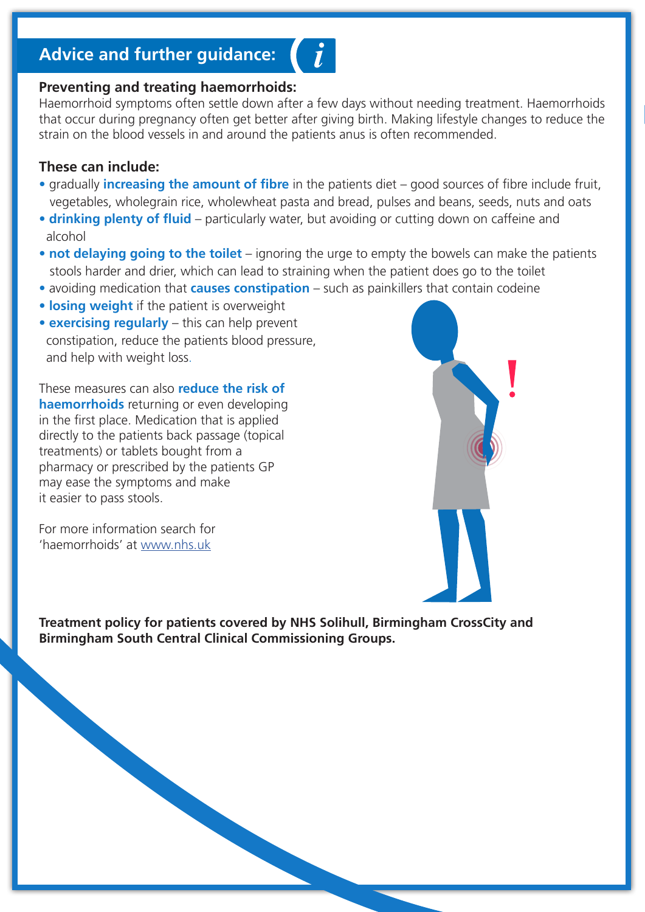## Advice and further guidance:

**Preventing and treating haemorrhoids:**
Haemorrhoid symptoms often settle down after a few days without needing treatment. Haemorrhoids that occur during pregnancy often get better after giving birth. Making lifestyle changes to reduce the strain on the blood vessels in and around the patients anus is often recommended.

**These can include:**

- gradually **increasing the amount of fibre** in the patients diet – good sources of fibre include fruit, vegetables, wholegrain rice, wholewheat pasta and bread, pulses and beans, seeds, nuts and oats
- **drinking plenty of fluid** – particularly water, but avoiding or cutting down on caffeine and alcohol
- **not delaying going to the toilet** – ignoring the urge to empty the bowels can make the patients stools harder and drier, which can lead to straining when the patient does go to the toilet
- avoiding medication that **causes constipation** – such as painkillers that contain codeine
- **losing weight** if the patient is overweight
- **exercising regularly** – this can help prevent constipation, reduce the patients blood pressure, and help with weight loss.

These measures can also **reduce the risk of haemorrhoids** returning or even developing in the first place. Medication that is applied directly to the patients back passage (topical treatments) or tablets bought from a pharmacy or prescribed by the patients GP may ease the symptoms and make it easier to pass stools.

For more information search for 'haemorrhoids' at www.nhs.uk

**Treatment policy for patients covered by NHS Solihull, Birmingham CrossCity and Birmingham South Central Clinical Commissioning Groups.**